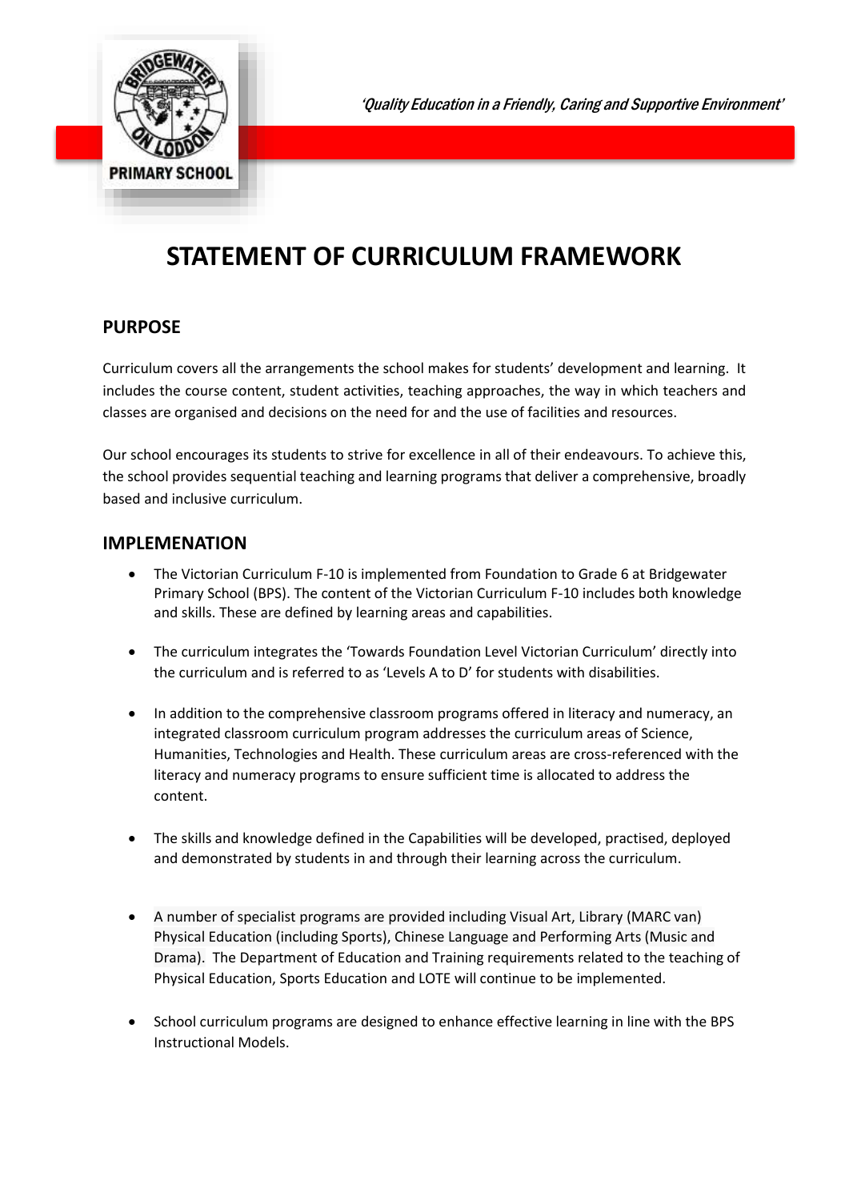PRIMARY SCHOOL

*'Quality Education in a Friendly, Caring and Supportive Environment'*

# STATEMENT OF CURRICULUM FRAMEWORK

## PURPOSE

Curriculum covers all the arrangements the school makes for students' development and learning. It includes the course content, student activities, teaching approaches, the way in which teachers and classes are organised and decisions on the need for and the use of facilities and resources.

Our school encourages its students to strive for excellence in all of their endeavours. To achieve this, the school provides sequential teaching and learning programs that deliver a comprehensive, broadly based and inclusive curriculum.

## IMPLEMENATION

- The Victorian Curriculum F-10 is implemented from Foundation to Grade 6 at Bridgewater Primary School (BPS). The content of the Victorian Curriculum F-10 includes both knowledge and skills. These are defined by learning areas and capabilities.
- The curriculum integrates the 'Towards Foundation Level Victorian Curriculum' directly into the curriculum and is referred to as 'Levels A to D' for students with disabilities.
- In addition to the comprehensive classroom programs offered in literacy and numeracy, an integrated classroom curriculum program addresses the curriculum areas of Science, Humanities, Technologies and Health. These curriculum areas are cross-referenced with the literacy and numeracy programs to ensure sufficient time is allocated to address the content.
- The skills and knowledge defined in the Capabilities will be developed, practised, deployed and demonstrated by students in and through their learning across the curriculum.
- A number of specialist programs are provided including Visual Art, Library (MARC van) Physical Education (including Sports), Chinese Language and Performing Arts (Music and Drama). The Department of Education and Training requirements related to the teaching of Physical Education, Sports Education and LOTE will continue to be implemented.
- School curriculum programs are designed to enhance effective learning in line with the BPS Instructional Models.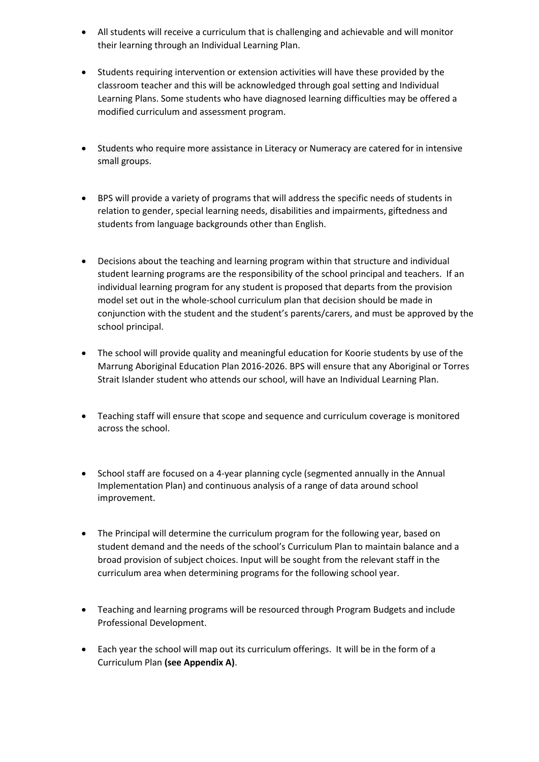- All students will receive a curriculum that is challenging and achievable and will monitor their learning through an Individual Learning Plan.

- Students requiring intervention or extension activities will have these provided by the classroom teacher and this will be acknowledged through goal setting and Individual Learning Plans. Some students who have diagnosed learning difficulties may be offered a modified curriculum and assessment program.

- Students who require more assistance in Literacy or Numeracy are catered for in intensive small groups.

- BPS will provide a variety of programs that will address the specific needs of students in relation to gender, special learning needs, disabilities and impairments, giftedness and students from language backgrounds other than English.

- Decisions about the teaching and learning program within that structure and individual student learning programs are the responsibility of the school principal and teachers. If an individual learning program for any student is proposed that departs from the provision model set out in the whole-school curriculum plan that decision should be made in conjunction with the student and the student's parents/carers, and must be approved by the school principal.

- The school will provide quality and meaningful education for Koorie students by use of the Marrung Aboriginal Education Plan 2016-2026. BPS will ensure that any Aboriginal or Torres Strait Islander student who attends our school, will have an Individual Learning Plan.

- Teaching staff will ensure that scope and sequence and curriculum coverage is monitored across the school.

- School staff are focused on a 4-year planning cycle (segmented annually in the Annual Implementation Plan) and continuous analysis of a range of data around school improvement.

- The Principal will determine the curriculum program for the following year, based on student demand and the needs of the school's Curriculum Plan to maintain balance and a broad provision of subject choices. Input will be sought from the relevant staff in the curriculum area when determining programs for the following school year.

- Teaching and learning programs will be resourced through Program Budgets and include Professional Development.

- Each year the school will map out its curriculum offerings. It will be in the form of a Curriculum Plan **(see Appendix A)**.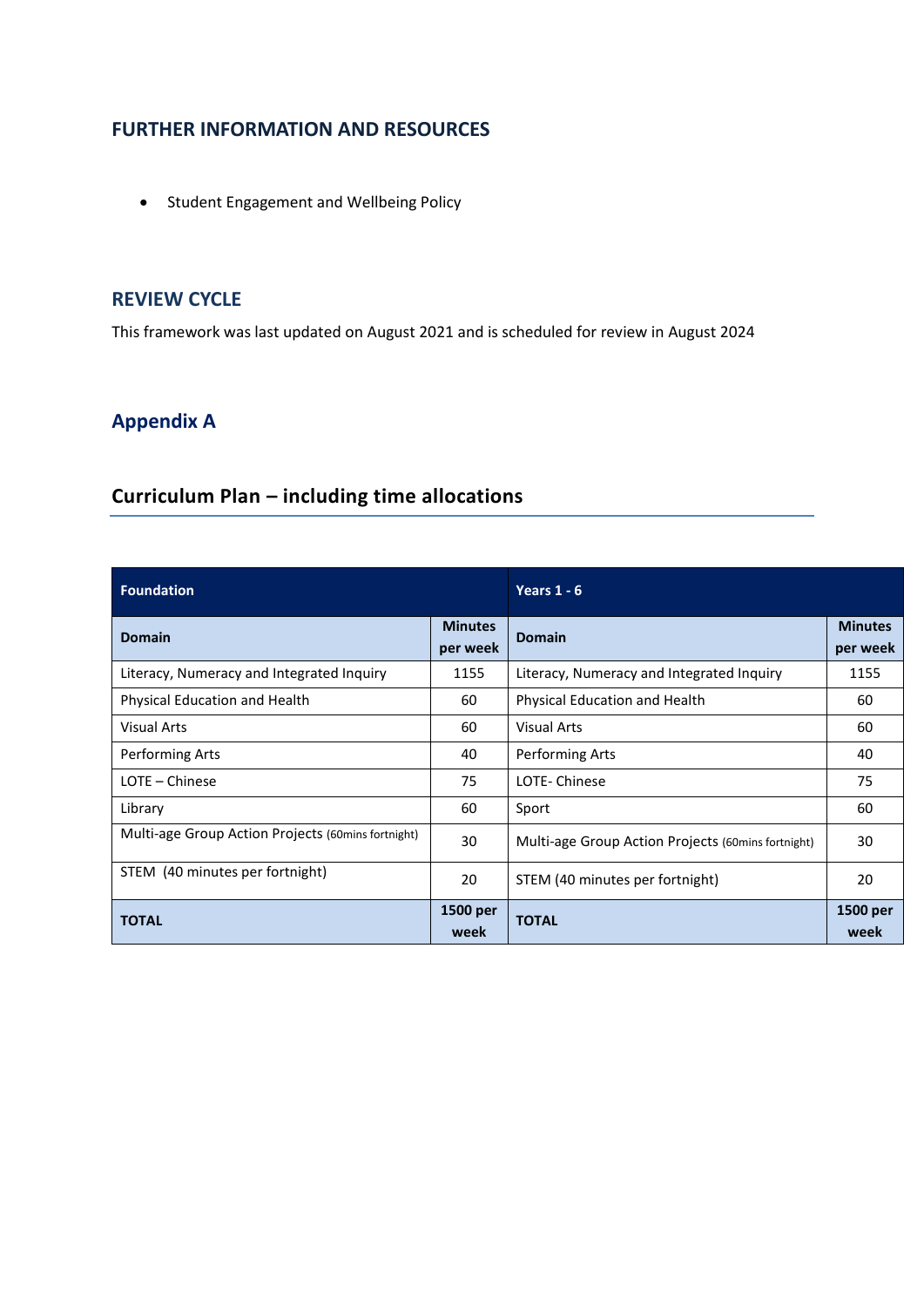## FURTHER INFORMATION AND RESOURCES

- Student Engagement and Wellbeing Policy

## REVIEW CYCLE

This framework was last updated on August 2021 and is scheduled for review in August 2024

# Appendix A

## Curriculum Plan – including time allocations

| **Foundation** | | **Years 1 - 6** | |
|---|---|---|---|
| **Domain** | **Minutes per week** | **Domain** | **Minutes per week** |
| Literacy, Numeracy and Integrated Inquiry | 1155 | Literacy, Numeracy and Integrated Inquiry | 1155 |
| Physical Education and Health | 60 | Physical Education and Health | 60 |
| Visual Arts | 60 | Visual Arts | 60 |
| Performing Arts | 40 | Performing Arts | 40 |
| LOTE – Chinese | 75 | LOTE- Chinese | 75 |
| Library | 60 | Sport | 60 |
| Multi-age Group Action Projects (60mins fortnight) | 30 | Multi-age Group Action Projects (60mins fortnight) | 30 |
| STEM (40 minutes per fortnight) | 20 | STEM (40 minutes per fortnight) | 20 |
| **TOTAL** | **1500 per week** | **TOTAL** | **1500 per week** |